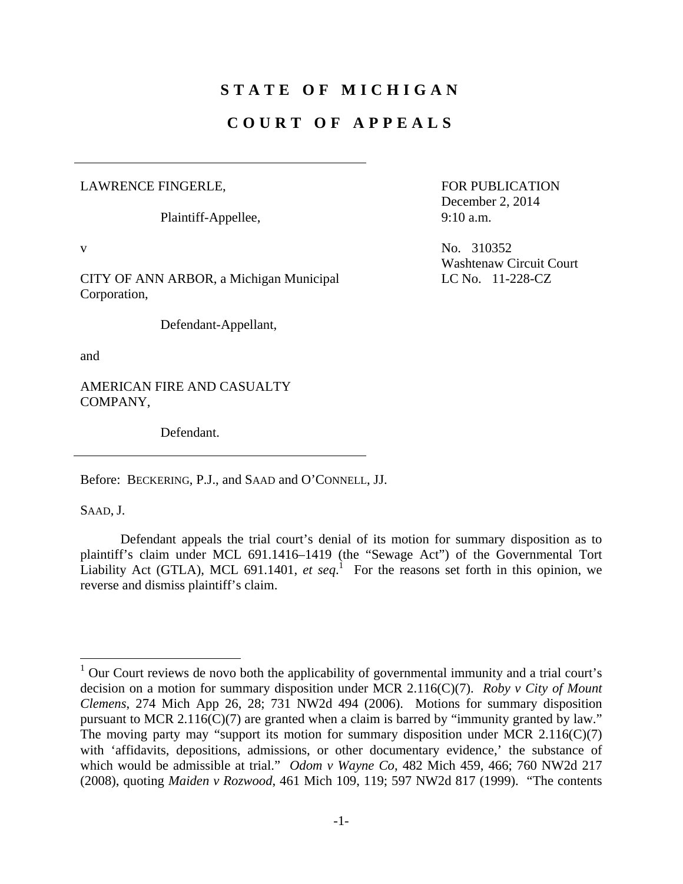# STATE OF MICHIGAN

# COURT OF APPEALS

---

LAWRENCE FINGERLE,

Plaintiff-Appellee,

v

CITY OF ANN ARBOR, a Michigan Municipal Corporation,

Defendant-Appellant,

and

AMERICAN FIRE AND CASUALTY COMPANY,

Defendant.

---

FOR PUBLICATION
December 2, 2014
9:10 a.m.

No. 310352
Washtenaw Circuit Court
LC No. 11-228-CZ

Before: BECKERING, P.J., and SAAD and O'CONNELL, JJ.

SAAD, J.

Defendant appeals the trial court's denial of its motion for summary disposition as to plaintiff's claim under MCL 691.1416–1419 (the "Sewage Act") of the Governmental Tort Liability Act (GTLA), MCL 691.1401, *et seq.*[1] For the reasons set forth in this opinion, we reverse and dismiss plaintiff's claim.

---

[1] Our Court reviews de novo both the applicability of governmental immunity and a trial court's decision on a motion for summary disposition under MCR 2.116(C)(7). *Roby v City of Mount Clemens*, 274 Mich App 26, 28; 731 NW2d 494 (2006). Motions for summary disposition pursuant to MCR 2.116(C)(7) are granted when a claim is barred by "immunity granted by law." The moving party may "support its motion for summary disposition under MCR 2.116(C)(7) with 'affidavits, depositions, admissions, or other documentary evidence,' the substance of which would be admissible at trial." *Odom v Wayne Co*, 482 Mich 459, 466; 760 NW2d 217 (2008), quoting *Maiden v Rozwood*, 461 Mich 109, 119; 597 NW2d 817 (1999). "The contents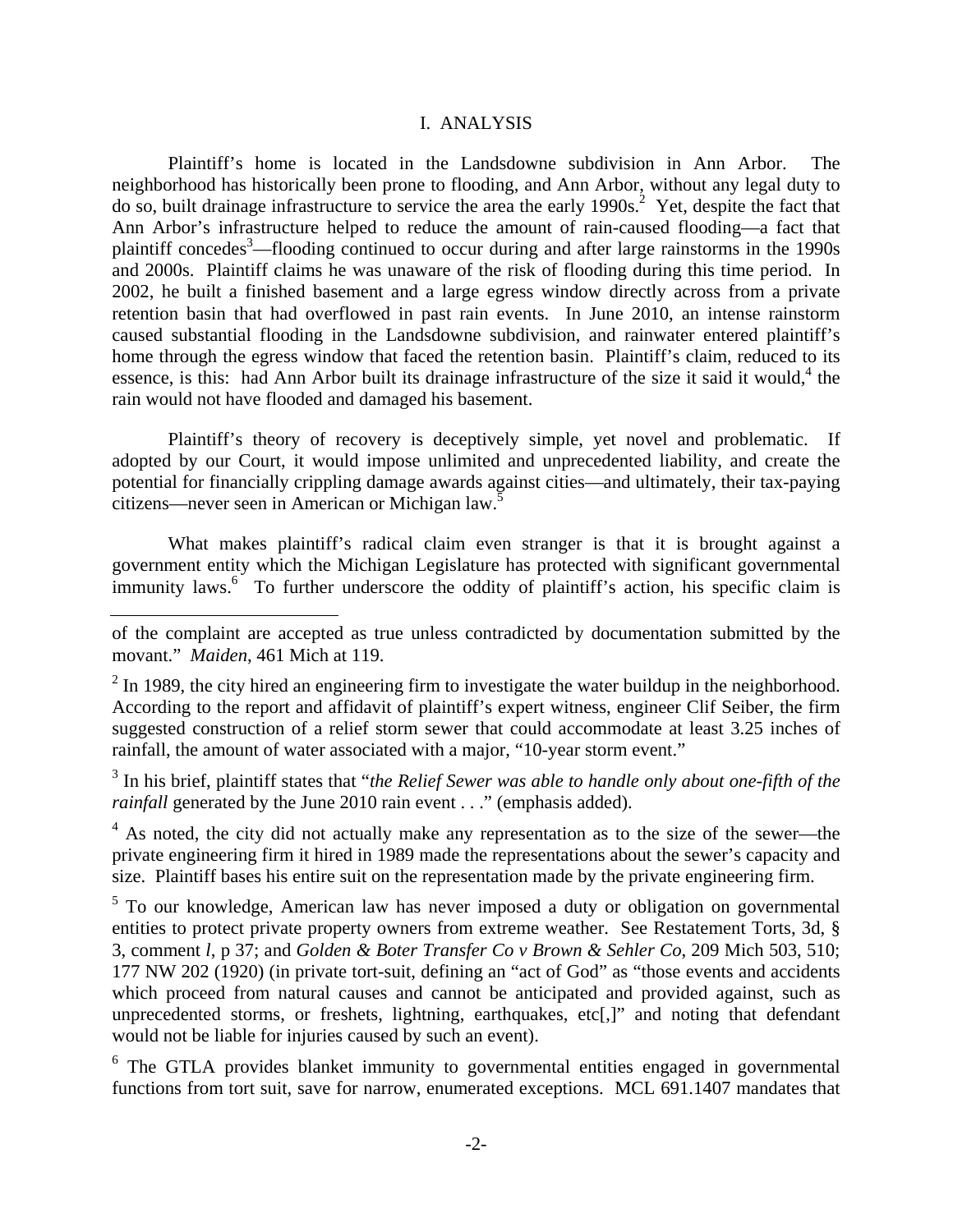## I. ANALYSIS

Plaintiff's home is located in the Landsdowne subdivision in Ann Arbor. The neighborhood has historically been prone to flooding, and Ann Arbor, without any legal duty to do so, built drainage infrastructure to service the area the early 1990s.[2] Yet, despite the fact that Ann Arbor's infrastructure helped to reduce the amount of rain-caused flooding—a fact that plaintiff concedes[3]—flooding continued to occur during and after large rainstorms in the 1990s and 2000s. Plaintiff claims he was unaware of the risk of flooding during this time period. In 2002, he built a finished basement and a large egress window directly across from a private retention basin that had overflowed in past rain events. In June 2010, an intense rainstorm caused substantial flooding in the Landsdowne subdivision, and rainwater entered plaintiff's home through the egress window that faced the retention basin. Plaintiff's claim, reduced to its essence, is this: had Ann Arbor built its drainage infrastructure of the size it said it would,[4] the rain would not have flooded and damaged his basement.

Plaintiff's theory of recovery is deceptively simple, yet novel and problematic. If adopted by our Court, it would impose unlimited and unprecedented liability, and create the potential for financially crippling damage awards against cities—and ultimately, their tax-paying citizens—never seen in American or Michigan law.[5]

What makes plaintiff's radical claim even stranger is that it is brought against a government entity which the Michigan Legislature has protected with significant governmental immunity laws.[6] To further underscore the oddity of plaintiff's action, his specific claim is

---

of the complaint are accepted as true unless contradicted by documentation submitted by the movant." *Maiden*, 461 Mich at 119.

[2] In 1989, the city hired an engineering firm to investigate the water buildup in the neighborhood. According to the report and affidavit of plaintiff's expert witness, engineer Clif Seiber, the firm suggested construction of a relief storm sewer that could accommodate at least 3.25 inches of rainfall, the amount of water associated with a major, "10-year storm event."

[3] In his brief, plaintiff states that "*the Relief Sewer was able to handle only about one-fifth of the rainfall* generated by the June 2010 rain event . . ." (emphasis added).

[4] As noted, the city did not actually make any representation as to the size of the sewer—the private engineering firm it hired in 1989 made the representations about the sewer's capacity and size. Plaintiff bases his entire suit on the representation made by the private engineering firm.

[5] To our knowledge, American law has never imposed a duty or obligation on governmental entities to protect private property owners from extreme weather. See Restatement Torts, 3d, § 3, comment *l*, p 37; and *Golden & Boter Transfer Co v Brown & Sehler Co*, 209 Mich 503, 510; 177 NW 202 (1920) (in private tort-suit, defining an "act of God" as "those events and accidents which proceed from natural causes and cannot be anticipated and provided against, such as unprecedented storms, or freshets, lightning, earthquakes, etc[,]" and noting that defendant would not be liable for injuries caused by such an event).

[6] The GTLA provides blanket immunity to governmental entities engaged in governmental functions from tort suit, save for narrow, enumerated exceptions. MCL 691.1407 mandates that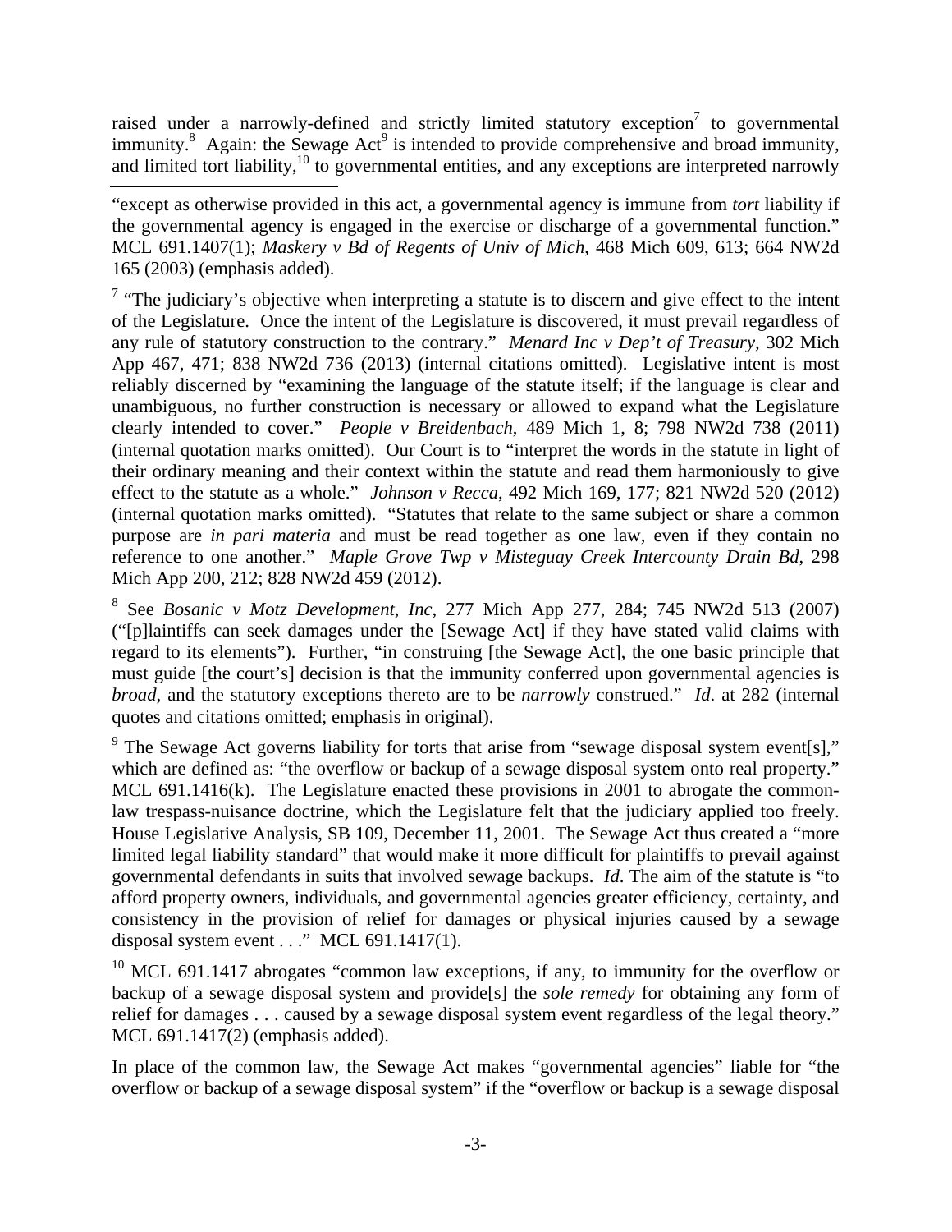raised under a narrowly-defined and strictly limited statutory exception[7] to governmental immunity.[8] Again: the Sewage Act[9] is intended to provide comprehensive and broad immunity, and limited tort liability,[10] to governmental entities, and any exceptions are interpreted narrowly

---

"except as otherwise provided in this act, a governmental agency is immune from *tort* liability if the governmental agency is engaged in the exercise or discharge of a governmental function." MCL 691.1407(1); *Maskery v Bd of Regents of Univ of Mich*, 468 Mich 609, 613; 664 NW2d 165 (2003) (emphasis added).

[7] "The judiciary's objective when interpreting a statute is to discern and give effect to the intent of the Legislature. Once the intent of the Legislature is discovered, it must prevail regardless of any rule of statutory construction to the contrary." *Menard Inc v Dep't of Treasury*, 302 Mich App 467, 471; 838 NW2d 736 (2013) (internal citations omitted). Legislative intent is most reliably discerned by "examining the language of the statute itself; if the language is clear and unambiguous, no further construction is necessary or allowed to expand what the Legislature clearly intended to cover." *People v Breidenbach*, 489 Mich 1, 8; 798 NW2d 738 (2011) (internal quotation marks omitted). Our Court is to "interpret the words in the statute in light of their ordinary meaning and their context within the statute and read them harmoniously to give effect to the statute as a whole." *Johnson v Recca*, 492 Mich 169, 177; 821 NW2d 520 (2012) (internal quotation marks omitted). "Statutes that relate to the same subject or share a common purpose are *in pari materia* and must be read together as one law, even if they contain no reference to one another." *Maple Grove Twp v Misteguay Creek Intercounty Drain Bd*, 298 Mich App 200, 212; 828 NW2d 459 (2012).

[8] See *Bosanic v Motz Development, Inc*, 277 Mich App 277, 284; 745 NW2d 513 (2007) ("[p]laintiffs can seek damages under the [Sewage Act] if they have stated valid claims with regard to its elements"). Further, "in construing [the Sewage Act], the one basic principle that must guide [the court's] decision is that the immunity conferred upon governmental agencies is *broad*, and the statutory exceptions thereto are to be *narrowly* construed." *Id*. at 282 (internal quotes and citations omitted; emphasis in original).

[9] The Sewage Act governs liability for torts that arise from "sewage disposal system event[s]," which are defined as: "the overflow or backup of a sewage disposal system onto real property." MCL 691.1416(k). The Legislature enacted these provisions in 2001 to abrogate the common-law trespass-nuisance doctrine, which the Legislature felt that the judiciary applied too freely. House Legislative Analysis, SB 109, December 11, 2001. The Sewage Act thus created a "more limited legal liability standard" that would make it more difficult for plaintiffs to prevail against governmental defendants in suits that involved sewage backups. *Id*. The aim of the statute is "to afford property owners, individuals, and governmental agencies greater efficiency, certainty, and consistency in the provision of relief for damages or physical injuries caused by a sewage disposal system event . . ." MCL 691.1417(1).

[10] MCL 691.1417 abrogates "common law exceptions, if any, to immunity for the overflow or backup of a sewage disposal system and provide[s] the *sole remedy* for obtaining any form of relief for damages . . . caused by a sewage disposal system event regardless of the legal theory." MCL 691.1417(2) (emphasis added).

In place of the common law, the Sewage Act makes "governmental agencies" liable for "the overflow or backup of a sewage disposal system" if the "overflow or backup is a sewage disposal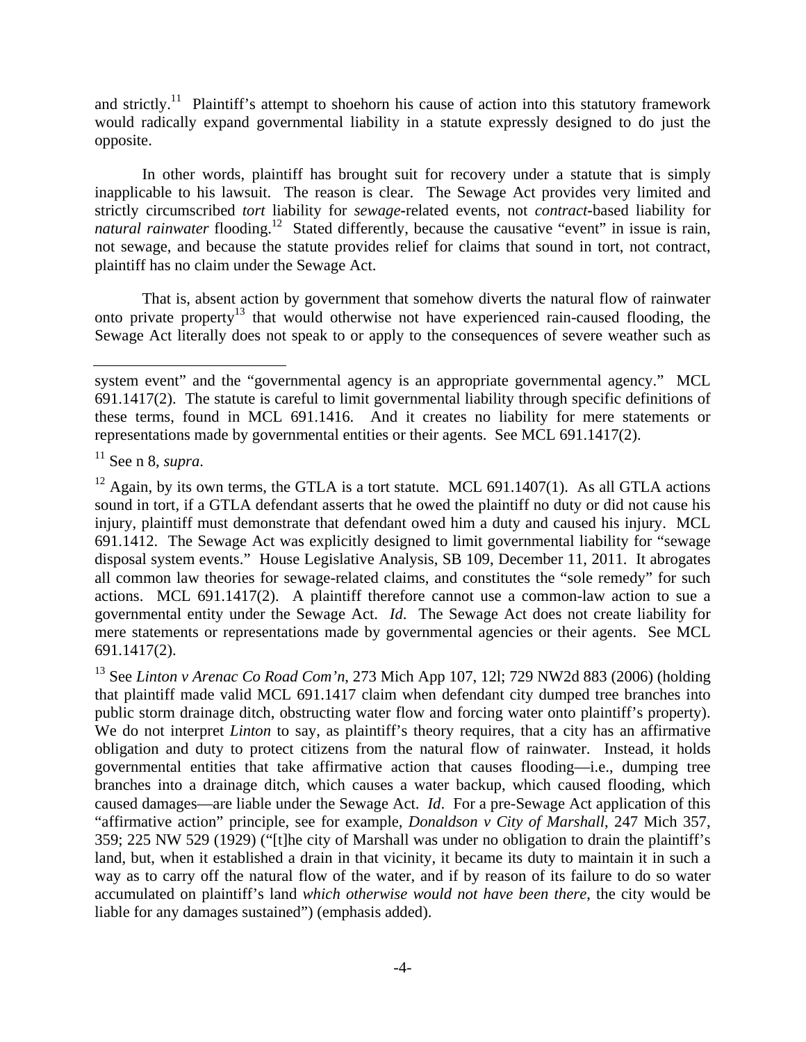and strictly.[11] Plaintiff's attempt to shoehorn his cause of action into this statutory framework would radically expand governmental liability in a statute expressly designed to do just the opposite.

In other words, plaintiff has brought suit for recovery under a statute that is simply inapplicable to his lawsuit. The reason is clear. The Sewage Act provides very limited and strictly circumscribed *tort* liability for *sewage*-related events, not *contract*-based liability for *natural rainwater* flooding.[12] Stated differently, because the causative "event" in issue is rain, not sewage, and because the statute provides relief for claims that sound in tort, not contract, plaintiff has no claim under the Sewage Act.

That is, absent action by government that somehow diverts the natural flow of rainwater onto private property[13] that would otherwise not have experienced rain-caused flooding, the Sewage Act literally does not speak to or apply to the consequences of severe weather such as

---

system event" and the "governmental agency is an appropriate governmental agency." MCL 691.1417(2). The statute is careful to limit governmental liability through specific definitions of these terms, found in MCL 691.1416. And it creates no liability for mere statements or representations made by governmental entities or their agents. See MCL 691.1417(2).

[11] See n 8, *supra*.

[12] Again, by its own terms, the GTLA is a tort statute. MCL 691.1407(1). As all GTLA actions sound in tort, if a GTLA defendant asserts that he owed the plaintiff no duty or did not cause his injury, plaintiff must demonstrate that defendant owed him a duty and caused his injury. MCL 691.1412. The Sewage Act was explicitly designed to limit governmental liability for "sewage disposal system events." House Legislative Analysis, SB 109, December 11, 2011. It abrogates all common law theories for sewage-related claims, and constitutes the "sole remedy" for such actions. MCL 691.1417(2). A plaintiff therefore cannot use a common-law action to sue a governmental entity under the Sewage Act. *Id*. The Sewage Act does not create liability for mere statements or representations made by governmental agencies or their agents. See MCL 691.1417(2).

[13] See *Linton v Arenac Co Road Com'n*, 273 Mich App 107, 12l; 729 NW2d 883 (2006) (holding that plaintiff made valid MCL 691.1417 claim when defendant city dumped tree branches into public storm drainage ditch, obstructing water flow and forcing water onto plaintiff's property). We do not interpret *Linton* to say, as plaintiff's theory requires, that a city has an affirmative obligation and duty to protect citizens from the natural flow of rainwater. Instead, it holds governmental entities that take affirmative action that causes flooding—i.e., dumping tree branches into a drainage ditch, which causes a water backup, which caused flooding, which caused damages—are liable under the Sewage Act. *Id*. For a pre-Sewage Act application of this "affirmative action" principle, see for example, *Donaldson v City of Marshall*, 247 Mich 357, 359; 225 NW 529 (1929) ("[t]he city of Marshall was under no obligation to drain the plaintiff's land, but, when it established a drain in that vicinity, it became its duty to maintain it in such a way as to carry off the natural flow of the water, and if by reason of its failure to do so water accumulated on plaintiff's land *which otherwise would not have been there*, the city would be liable for any damages sustained") (emphasis added).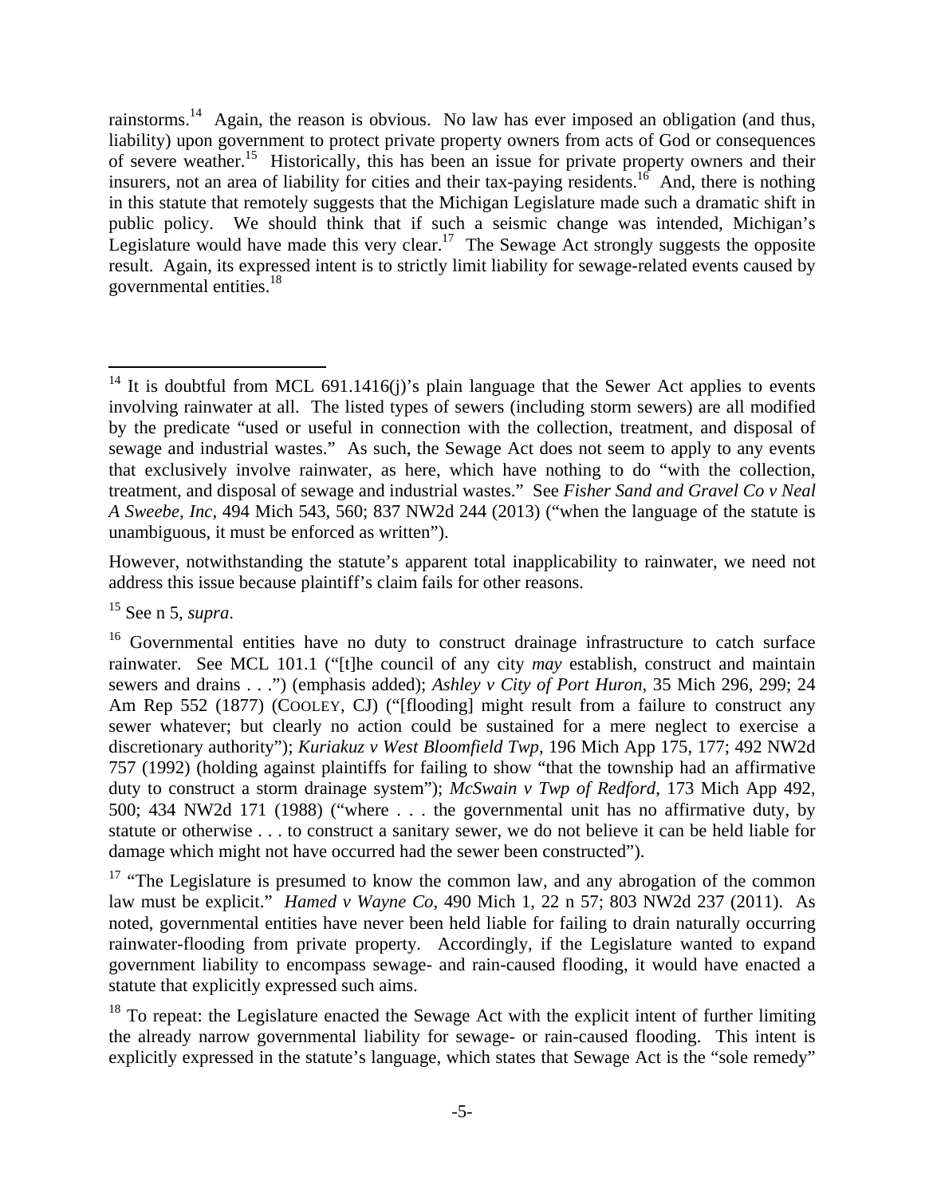rainstorms.[14] Again, the reason is obvious. No law has ever imposed an obligation (and thus, liability) upon government to protect private property owners from acts of God or consequences of severe weather.[15] Historically, this has been an issue for private property owners and their insurers, not an area of liability for cities and their tax-paying residents.[16] And, there is nothing in this statute that remotely suggests that the Michigan Legislature made such a dramatic shift in public policy. We should think that if such a seismic change was intended, Michigan's Legislature would have made this very clear.[17] The Sewage Act strongly suggests the opposite result. Again, its expressed intent is to strictly limit liability for sewage-related events caused by governmental entities.[18]

---

[14] It is doubtful from MCL 691.1416(j)'s plain language that the Sewer Act applies to events involving rainwater at all. The listed types of sewers (including storm sewers) are all modified by the predicate "used or useful in connection with the collection, treatment, and disposal of sewage and industrial wastes." As such, the Sewage Act does not seem to apply to any events that exclusively involve rainwater, as here, which have nothing to do "with the collection, treatment, and disposal of sewage and industrial wastes." See *Fisher Sand and Gravel Co v Neal A Sweebe, Inc*, 494 Mich 543, 560; 837 NW2d 244 (2013) ("when the language of the statute is unambiguous, it must be enforced as written").

However, notwithstanding the statute's apparent total inapplicability to rainwater, we need not address this issue because plaintiff's claim fails for other reasons.

[15] See n 5, *supra*.

[16] Governmental entities have no duty to construct drainage infrastructure to catch surface rainwater. See MCL 101.1 ("[t]he council of any city *may* establish, construct and maintain sewers and drains . . .") (emphasis added); *Ashley v City of Port Huron*, 35 Mich 296, 299; 24 Am Rep 552 (1877) (COOLEY, CJ) ("[flooding] might result from a failure to construct any sewer whatever; but clearly no action could be sustained for a mere neglect to exercise a discretionary authority"); *Kuriakuz v West Bloomfield Twp*, 196 Mich App 175, 177; 492 NW2d 757 (1992) (holding against plaintiffs for failing to show "that the township had an affirmative duty to construct a storm drainage system"); *McSwain v Twp of Redford*, 173 Mich App 492, 500; 434 NW2d 171 (1988) ("where . . . the governmental unit has no affirmative duty, by statute or otherwise . . . to construct a sanitary sewer, we do not believe it can be held liable for damage which might not have occurred had the sewer been constructed").

[17] "The Legislature is presumed to know the common law, and any abrogation of the common law must be explicit." *Hamed v Wayne Co*, 490 Mich 1, 22 n 57; 803 NW2d 237 (2011). As noted, governmental entities have never been held liable for failing to drain naturally occurring rainwater-flooding from private property. Accordingly, if the Legislature wanted to expand government liability to encompass sewage- and rain-caused flooding, it would have enacted a statute that explicitly expressed such aims.

[18] To repeat: the Legislature enacted the Sewage Act with the explicit intent of further limiting the already narrow governmental liability for sewage- or rain-caused flooding. This intent is explicitly expressed in the statute's language, which states that Sewage Act is the "sole remedy"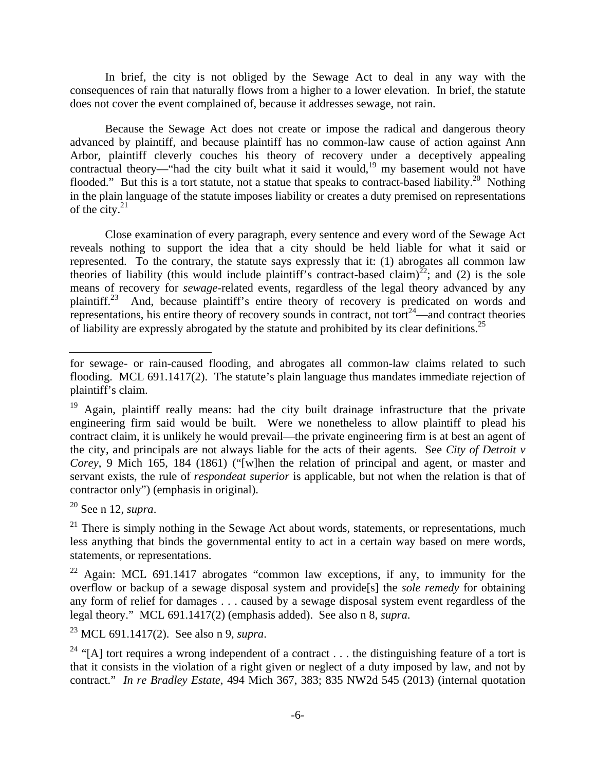In brief, the city is not obliged by the Sewage Act to deal in any way with the consequences of rain that naturally flows from a higher to a lower elevation. In brief, the statute does not cover the event complained of, because it addresses sewage, not rain.

Because the Sewage Act does not create or impose the radical and dangerous theory advanced by plaintiff, and because plaintiff has no common-law cause of action against Ann Arbor, plaintiff cleverly couches his theory of recovery under a deceptively appealing contractual theory—"had the city built what it said it would,[19] my basement would not have flooded." But this is a tort statute, not a statue that speaks to contract-based liability.[20] Nothing in the plain language of the statute imposes liability or creates a duty premised on representations of the city.[21]

Close examination of every paragraph, every sentence and every word of the Sewage Act reveals nothing to support the idea that a city should be held liable for what it said or represented. To the contrary, the statute says expressly that it: (1) abrogates all common law theories of liability (this would include plaintiff's contract-based claim)[22]; and (2) is the sole means of recovery for *sewage*-related events, regardless of the legal theory advanced by any plaintiff.[23] And, because plaintiff's entire theory of recovery is predicated on words and representations, his entire theory of recovery sounds in contract, not tort[24]—and contract theories of liability are expressly abrogated by the statute and prohibited by its clear definitions.[25]

---

for sewage- or rain-caused flooding, and abrogates all common-law claims related to such flooding. MCL 691.1417(2). The statute's plain language thus mandates immediate rejection of plaintiff's claim.

[19] Again, plaintiff really means: had the city built drainage infrastructure that the private engineering firm said would be built. Were we nonetheless to allow plaintiff to plead his contract claim, it is unlikely he would prevail—the private engineering firm is at best an agent of the city, and principals are not always liable for the acts of their agents. See *City of Detroit v Corey*, 9 Mich 165, 184 (1861) ("[w]hen the relation of principal and agent, or master and servant exists, the rule of *respondeat superior* is applicable, but not when the relation is that of contractor only") (emphasis in original).

[20] See n 12, *supra*.

[21] There is simply nothing in the Sewage Act about words, statements, or representations, much less anything that binds the governmental entity to act in a certain way based on mere words, statements, or representations.

[22] Again: MCL 691.1417 abrogates "common law exceptions, if any, to immunity for the overflow or backup of a sewage disposal system and provide[s] the *sole remedy* for obtaining any form of relief for damages . . . caused by a sewage disposal system event regardless of the legal theory." MCL 691.1417(2) (emphasis added). See also n 8, *supra*.

[23] MCL 691.1417(2). See also n 9, *supra*.

[24] "[A] tort requires a wrong independent of a contract . . . the distinguishing feature of a tort is that it consists in the violation of a right given or neglect of a duty imposed by law, and not by contract." *In re Bradley Estate*, 494 Mich 367, 383; 835 NW2d 545 (2013) (internal quotation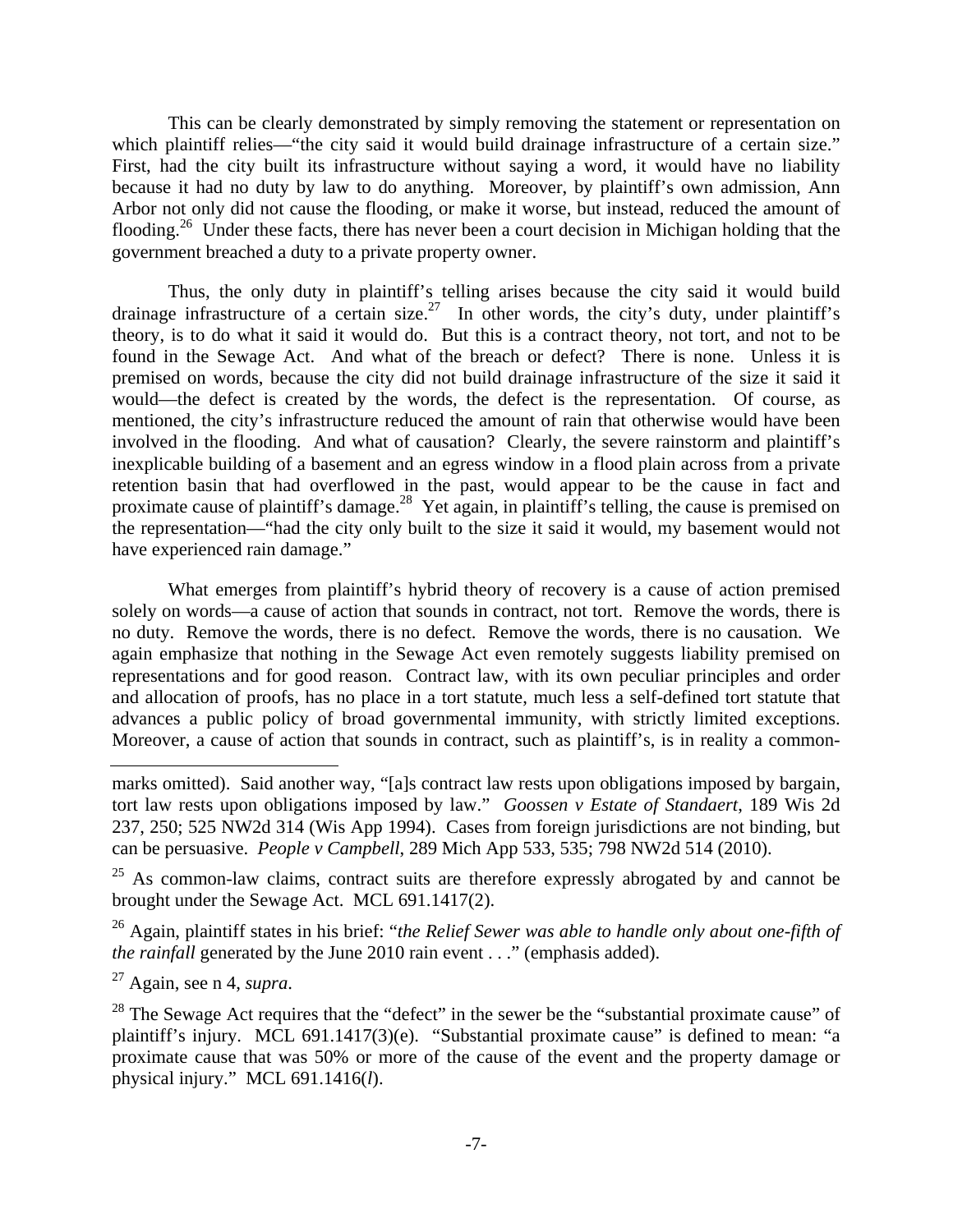This can be clearly demonstrated by simply removing the statement or representation on which plaintiff relies—"the city said it would build drainage infrastructure of a certain size." First, had the city built its infrastructure without saying a word, it would have no liability because it had no duty by law to do anything. Moreover, by plaintiff's own admission, Ann Arbor not only did not cause the flooding, or make it worse, but instead, reduced the amount of flooding.[26] Under these facts, there has never been a court decision in Michigan holding that the government breached a duty to a private property owner.

Thus, the only duty in plaintiff's telling arises because the city said it would build drainage infrastructure of a certain size.[27] In other words, the city's duty, under plaintiff's theory, is to do what it said it would do. But this is a contract theory, not tort, and not to be found in the Sewage Act. And what of the breach or defect? There is none. Unless it is premised on words, because the city did not build drainage infrastructure of the size it said it would—the defect is created by the words, the defect is the representation. Of course, as mentioned, the city's infrastructure reduced the amount of rain that otherwise would have been involved in the flooding. And what of causation? Clearly, the severe rainstorm and plaintiff's inexplicable building of a basement and an egress window in a flood plain across from a private retention basin that had overflowed in the past, would appear to be the cause in fact and proximate cause of plaintiff's damage.[28] Yet again, in plaintiff's telling, the cause is premised on the representation—"had the city only built to the size it said it would, my basement would not have experienced rain damage."

What emerges from plaintiff's hybrid theory of recovery is a cause of action premised solely on words—a cause of action that sounds in contract, not tort. Remove the words, there is no duty. Remove the words, there is no defect. Remove the words, there is no causation. We again emphasize that nothing in the Sewage Act even remotely suggests liability premised on representations and for good reason. Contract law, with its own peculiar principles and order and allocation of proofs, has no place in a tort statute, much less a self-defined tort statute that advances a public policy of broad governmental immunity, with strictly limited exceptions. Moreover, a cause of action that sounds in contract, such as plaintiff's, is in reality a common-

---

marks omitted). Said another way, "[a]s contract law rests upon obligations imposed by bargain, tort law rests upon obligations imposed by law." *Goossen v Estate of Standaert*, 189 Wis 2d 237, 250; 525 NW2d 314 (Wis App 1994). Cases from foreign jurisdictions are not binding, but can be persuasive. *People v Campbell*, 289 Mich App 533, 535; 798 NW2d 514 (2010).

[25] As common-law claims, contract suits are therefore expressly abrogated by and cannot be brought under the Sewage Act. MCL 691.1417(2).

[26] Again, plaintiff states in his brief: "*the Relief Sewer was able to handle only about one-fifth of the rainfall* generated by the June 2010 rain event . . ." (emphasis added).

[27] Again, see n 4, *supra*.

[28] The Sewage Act requires that the "defect" in the sewer be the "substantial proximate cause" of plaintiff's injury. MCL 691.1417(3)(e). "Substantial proximate cause" is defined to mean: "a proximate cause that was 50% or more of the cause of the event and the property damage or physical injury." MCL 691.1416(*l*).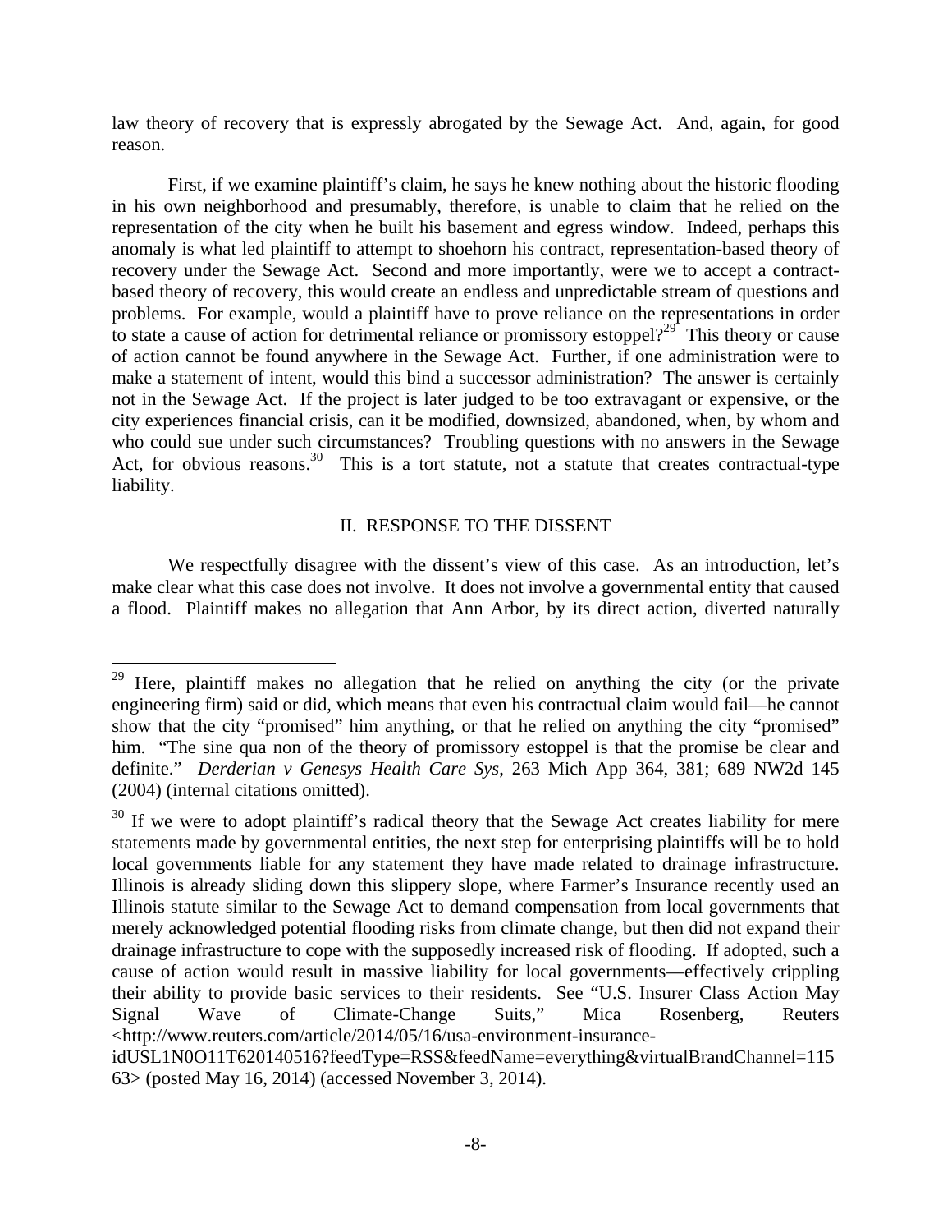law theory of recovery that is expressly abrogated by the Sewage Act. And, again, for good reason.

First, if we examine plaintiff's claim, he says he knew nothing about the historic flooding in his own neighborhood and presumably, therefore, is unable to claim that he relied on the representation of the city when he built his basement and egress window. Indeed, perhaps this anomaly is what led plaintiff to attempt to shoehorn his contract, representation-based theory of recovery under the Sewage Act. Second and more importantly, were we to accept a contract-based theory of recovery, this would create an endless and unpredictable stream of questions and problems. For example, would a plaintiff have to prove reliance on the representations in order to state a cause of action for detrimental reliance or promissory estoppel?[29] This theory or cause of action cannot be found anywhere in the Sewage Act. Further, if one administration were to make a statement of intent, would this bind a successor administration? The answer is certainly not in the Sewage Act. If the project is later judged to be too extravagant or expensive, or the city experiences financial crisis, can it be modified, downsized, abandoned, when, by whom and who could sue under such circumstances? Troubling questions with no answers in the Sewage Act, for obvious reasons.[30] This is a tort statute, not a statute that creates contractual-type liability.

## II. RESPONSE TO THE DISSENT

We respectfully disagree with the dissent's view of this case. As an introduction, let's make clear what this case does not involve. It does not involve a governmental entity that caused a flood. Plaintiff makes no allegation that Ann Arbor, by its direct action, diverted naturally

---

[29] Here, plaintiff makes no allegation that he relied on anything the city (or the private engineering firm) said or did, which means that even his contractual claim would fail—he cannot show that the city "promised" him anything, or that he relied on anything the city "promised" him. "The sine qua non of the theory of promissory estoppel is that the promise be clear and definite." *Derderian v Genesys Health Care Sys*, 263 Mich App 364, 381; 689 NW2d 145 (2004) (internal citations omitted).

[30] If we were to adopt plaintiff's radical theory that the Sewage Act creates liability for mere statements made by governmental entities, the next step for enterprising plaintiffs will be to hold local governments liable for any statement they have made related to drainage infrastructure. Illinois is already sliding down this slippery slope, where Farmer's Insurance recently used an Illinois statute similar to the Sewage Act to demand compensation from local governments that merely acknowledged potential flooding risks from climate change, but then did not expand their drainage infrastructure to cope with the supposedly increased risk of flooding. If adopted, such a cause of action would result in massive liability for local governments—effectively crippling their ability to provide basic services to their residents. See "U.S. Insurer Class Action May Signal Wave of Climate-Change Suits," Mica Rosenberg, Reuters <http://www.reuters.com/article/2014/05/16/usa-environment-insurance-idUSL1N0O11T620140516?feedType=RSS&feedName=everything&virtualBrandChannel=11563> (posted May 16, 2014) (accessed November 3, 2014).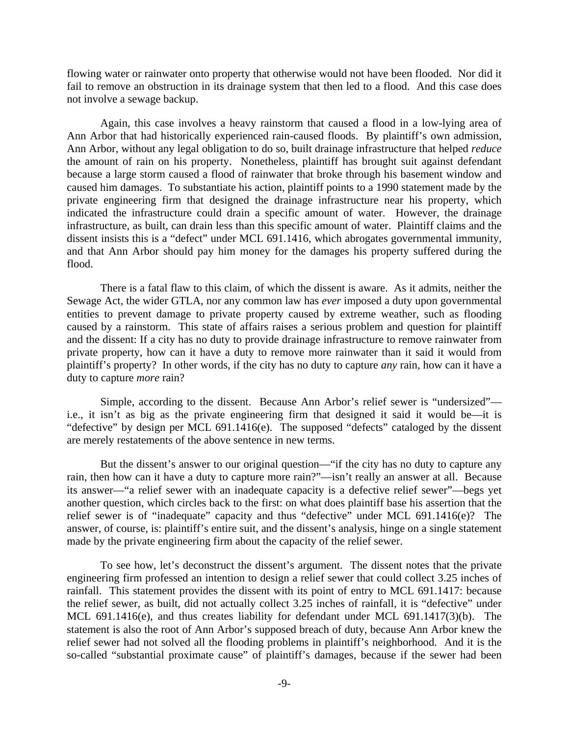flowing water or rainwater onto property that otherwise would not have been flooded. Nor did it fail to remove an obstruction in its drainage system that then led to a flood. And this case does not involve a sewage backup.

Again, this case involves a heavy rainstorm that caused a flood in a low-lying area of Ann Arbor that had historically experienced rain-caused floods. By plaintiff's own admission, Ann Arbor, without any legal obligation to do so, built drainage infrastructure that helped *reduce* the amount of rain on his property. Nonetheless, plaintiff has brought suit against defendant because a large storm caused a flood of rainwater that broke through his basement window and caused him damages. To substantiate his action, plaintiff points to a 1990 statement made by the private engineering firm that designed the drainage infrastructure near his property, which indicated the infrastructure could drain a specific amount of water. However, the drainage infrastructure, as built, can drain less than this specific amount of water. Plaintiff claims and the dissent insists this is a "defect" under MCL 691.1416, which abrogates governmental immunity, and that Ann Arbor should pay him money for the damages his property suffered during the flood.

There is a fatal flaw to this claim, of which the dissent is aware. As it admits, neither the Sewage Act, the wider GTLA, nor any common law has *ever* imposed a duty upon governmental entities to prevent damage to private property caused by extreme weather, such as flooding caused by a rainstorm. This state of affairs raises a serious problem and question for plaintiff and the dissent: If a city has no duty to provide drainage infrastructure to remove rainwater from private property, how can it have a duty to remove more rainwater than it said it would from plaintiff's property? In other words, if the city has no duty to capture *any* rain, how can it have a duty to capture *more* rain?

Simple, according to the dissent. Because Ann Arbor's relief sewer is "undersized"—i.e., it isn't as big as the private engineering firm that designed it said it would be—it is "defective" by design per MCL 691.1416(e). The supposed "defects" cataloged by the dissent are merely restatements of the above sentence in new terms.

But the dissent's answer to our original question—"if the city has no duty to capture any rain, then how can it have a duty to capture more rain?"—isn't really an answer at all. Because its answer—"a relief sewer with an inadequate capacity is a defective relief sewer"—begs yet another question, which circles back to the first: on what does plaintiff base his assertion that the relief sewer is of "inadequate" capacity and thus "defective" under MCL 691.1416(e)? The answer, of course, is: plaintiff's entire suit, and the dissent's analysis, hinge on a single statement made by the private engineering firm about the capacity of the relief sewer.

To see how, let's deconstruct the dissent's argument. The dissent notes that the private engineering firm professed an intention to design a relief sewer that could collect 3.25 inches of rainfall. This statement provides the dissent with its point of entry to MCL 691.1417: because the relief sewer, as built, did not actually collect 3.25 inches of rainfall, it is "defective" under MCL 691.1416(e), and thus creates liability for defendant under MCL 691.1417(3)(b). The statement is also the root of Ann Arbor's supposed breach of duty, because Ann Arbor knew the relief sewer had not solved all the flooding problems in plaintiff's neighborhood. And it is the so-called "substantial proximate cause" of plaintiff's damages, because if the sewer had been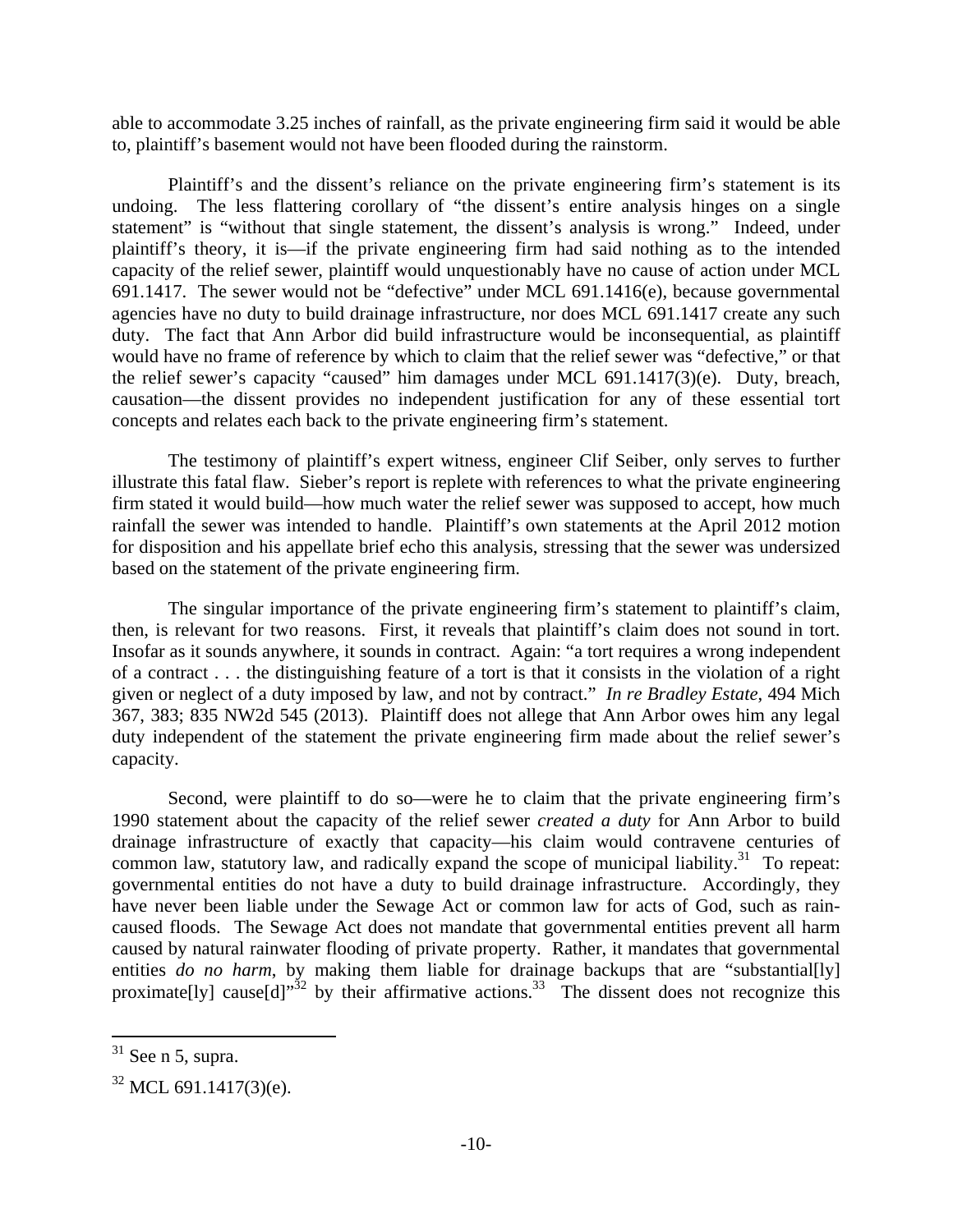able to accommodate 3.25 inches of rainfall, as the private engineering firm said it would be able to, plaintiff's basement would not have been flooded during the rainstorm.

Plaintiff's and the dissent's reliance on the private engineering firm's statement is its undoing. The less flattering corollary of "the dissent's entire analysis hinges on a single statement" is "without that single statement, the dissent's analysis is wrong." Indeed, under plaintiff's theory, it is—if the private engineering firm had said nothing as to the intended capacity of the relief sewer, plaintiff would unquestionably have no cause of action under MCL 691.1417. The sewer would not be "defective" under MCL 691.1416(e), because governmental agencies have no duty to build drainage infrastructure, nor does MCL 691.1417 create any such duty. The fact that Ann Arbor did build infrastructure would be inconsequential, as plaintiff would have no frame of reference by which to claim that the relief sewer was "defective," or that the relief sewer's capacity "caused" him damages under MCL 691.1417(3)(e). Duty, breach, causation—the dissent provides no independent justification for any of these essential tort concepts and relates each back to the private engineering firm's statement.

The testimony of plaintiff's expert witness, engineer Clif Seiber, only serves to further illustrate this fatal flaw. Sieber's report is replete with references to what the private engineering firm stated it would build—how much water the relief sewer was supposed to accept, how much rainfall the sewer was intended to handle. Plaintiff's own statements at the April 2012 motion for disposition and his appellate brief echo this analysis, stressing that the sewer was undersized based on the statement of the private engineering firm.

The singular importance of the private engineering firm's statement to plaintiff's claim, then, is relevant for two reasons. First, it reveals that plaintiff's claim does not sound in tort. Insofar as it sounds anywhere, it sounds in contract. Again: "a tort requires a wrong independent of a contract . . . the distinguishing feature of a tort is that it consists in the violation of a right given or neglect of a duty imposed by law, and not by contract." *In re Bradley Estate*, 494 Mich 367, 383; 835 NW2d 545 (2013). Plaintiff does not allege that Ann Arbor owes him any legal duty independent of the statement the private engineering firm made about the relief sewer's capacity.

Second, were plaintiff to do so—were he to claim that the private engineering firm's 1990 statement about the capacity of the relief sewer *created a duty* for Ann Arbor to build drainage infrastructure of exactly that capacity—his claim would contravene centuries of common law, statutory law, and radically expand the scope of municipal liability.[31] To repeat: governmental entities do not have a duty to build drainage infrastructure. Accordingly, they have never been liable under the Sewage Act or common law for acts of God, such as rain-caused floods. The Sewage Act does not mandate that governmental entities prevent all harm caused by natural rainwater flooding of private property. Rather, it mandates that governmental entities *do no harm*, by making them liable for drainage backups that are "substantial[ly] proximate[ly] cause[d]"[32] by their affirmative actions.[33] The dissent does not recognize this

---

[31] See n 5, supra.

[32] MCL 691.1417(3)(e).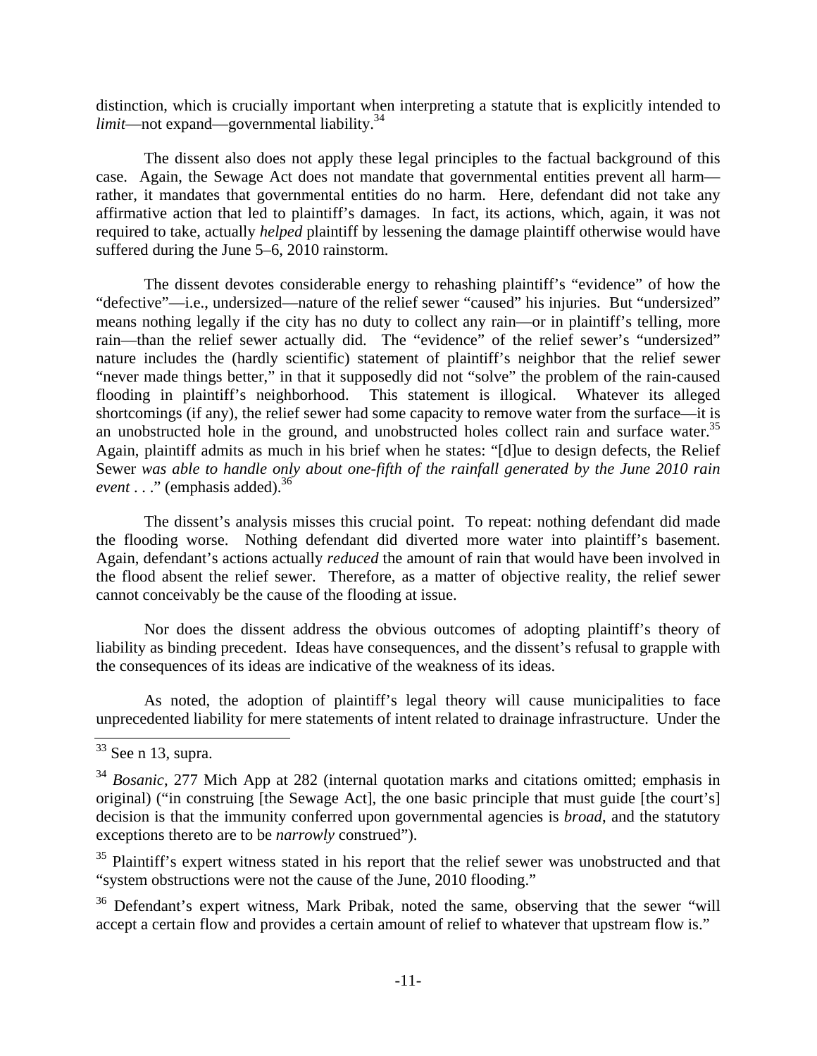distinction, which is crucially important when interpreting a statute that is explicitly intended to *limit*—not expand—governmental liability.[34]

The dissent also does not apply these legal principles to the factual background of this case. Again, the Sewage Act does not mandate that governmental entities prevent all harm—rather, it mandates that governmental entities do no harm. Here, defendant did not take any affirmative action that led to plaintiff's damages. In fact, its actions, which, again, it was not required to take, actually *helped* plaintiff by lessening the damage plaintiff otherwise would have suffered during the June 5–6, 2010 rainstorm.

The dissent devotes considerable energy to rehashing plaintiff's "evidence" of how the "defective"—i.e., undersized—nature of the relief sewer "caused" his injuries. But "undersized" means nothing legally if the city has no duty to collect any rain—or in plaintiff's telling, more rain—than the relief sewer actually did. The "evidence" of the relief sewer's "undersized" nature includes the (hardly scientific) statement of plaintiff's neighbor that the relief sewer "never made things better," in that it supposedly did not "solve" the problem of the rain-caused flooding in plaintiff's neighborhood. This statement is illogical. Whatever its alleged shortcomings (if any), the relief sewer had some capacity to remove water from the surface—it is an unobstructed hole in the ground, and unobstructed holes collect rain and surface water.[35] Again, plaintiff admits as much in his brief when he states: "[d]ue to design defects, the Relief Sewer *was able to handle only about one-fifth of the rainfall generated by the June 2010 rain event* . . ." (emphasis added).[36]

The dissent's analysis misses this crucial point. To repeat: nothing defendant did made the flooding worse. Nothing defendant did diverted more water into plaintiff's basement. Again, defendant's actions actually *reduced* the amount of rain that would have been involved in the flood absent the relief sewer. Therefore, as a matter of objective reality, the relief sewer cannot conceivably be the cause of the flooding at issue.

Nor does the dissent address the obvious outcomes of adopting plaintiff's theory of liability as binding precedent. Ideas have consequences, and the dissent's refusal to grapple with the consequences of its ideas are indicative of the weakness of its ideas.

As noted, the adoption of plaintiff's legal theory will cause municipalities to face unprecedented liability for mere statements of intent related to drainage infrastructure. Under the

---

[33] See n 13, supra.

[34] *Bosanic*, 277 Mich App at 282 (internal quotation marks and citations omitted; emphasis in original) ("in construing [the Sewage Act], the one basic principle that must guide [the court's] decision is that the immunity conferred upon governmental agencies is *broad*, and the statutory exceptions thereto are to be *narrowly* construed").

[35] Plaintiff's expert witness stated in his report that the relief sewer was unobstructed and that "system obstructions were not the cause of the June, 2010 flooding."

[36] Defendant's expert witness, Mark Pribak, noted the same, observing that the sewer "will accept a certain flow and provides a certain amount of relief to whatever that upstream flow is."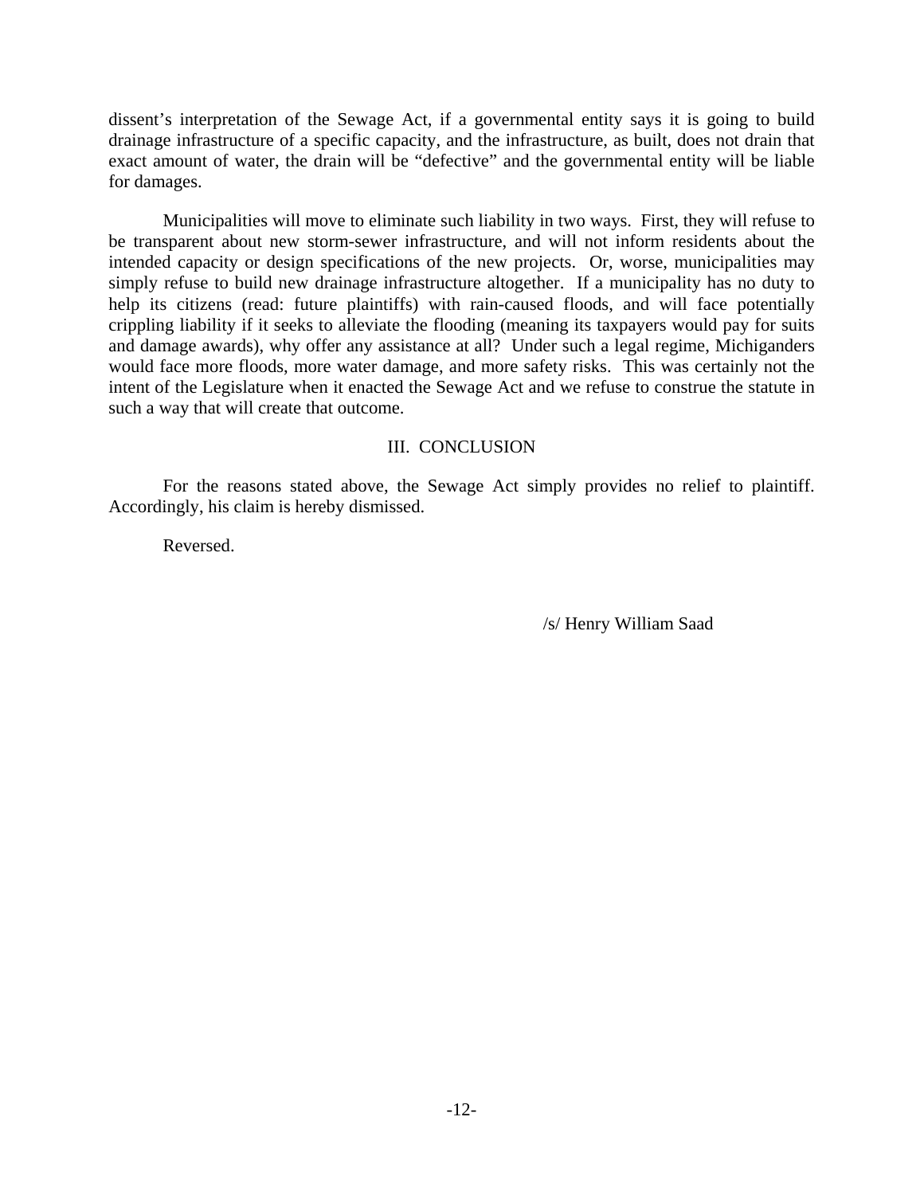dissent's interpretation of the Sewage Act, if a governmental entity says it is going to build drainage infrastructure of a specific capacity, and the infrastructure, as built, does not drain that exact amount of water, the drain will be "defective" and the governmental entity will be liable for damages.

Municipalities will move to eliminate such liability in two ways. First, they will refuse to be transparent about new storm-sewer infrastructure, and will not inform residents about the intended capacity or design specifications of the new projects. Or, worse, municipalities may simply refuse to build new drainage infrastructure altogether. If a municipality has no duty to help its citizens (read: future plaintiffs) with rain-caused floods, and will face potentially crippling liability if it seeks to alleviate the flooding (meaning its taxpayers would pay for suits and damage awards), why offer any assistance at all? Under such a legal regime, Michiganders would face more floods, more water damage, and more safety risks. This was certainly not the intent of the Legislature when it enacted the Sewage Act and we refuse to construe the statute in such a way that will create that outcome.

## III. CONCLUSION

For the reasons stated above, the Sewage Act simply provides no relief to plaintiff. Accordingly, his claim is hereby dismissed.

Reversed.

/s/ Henry William Saad